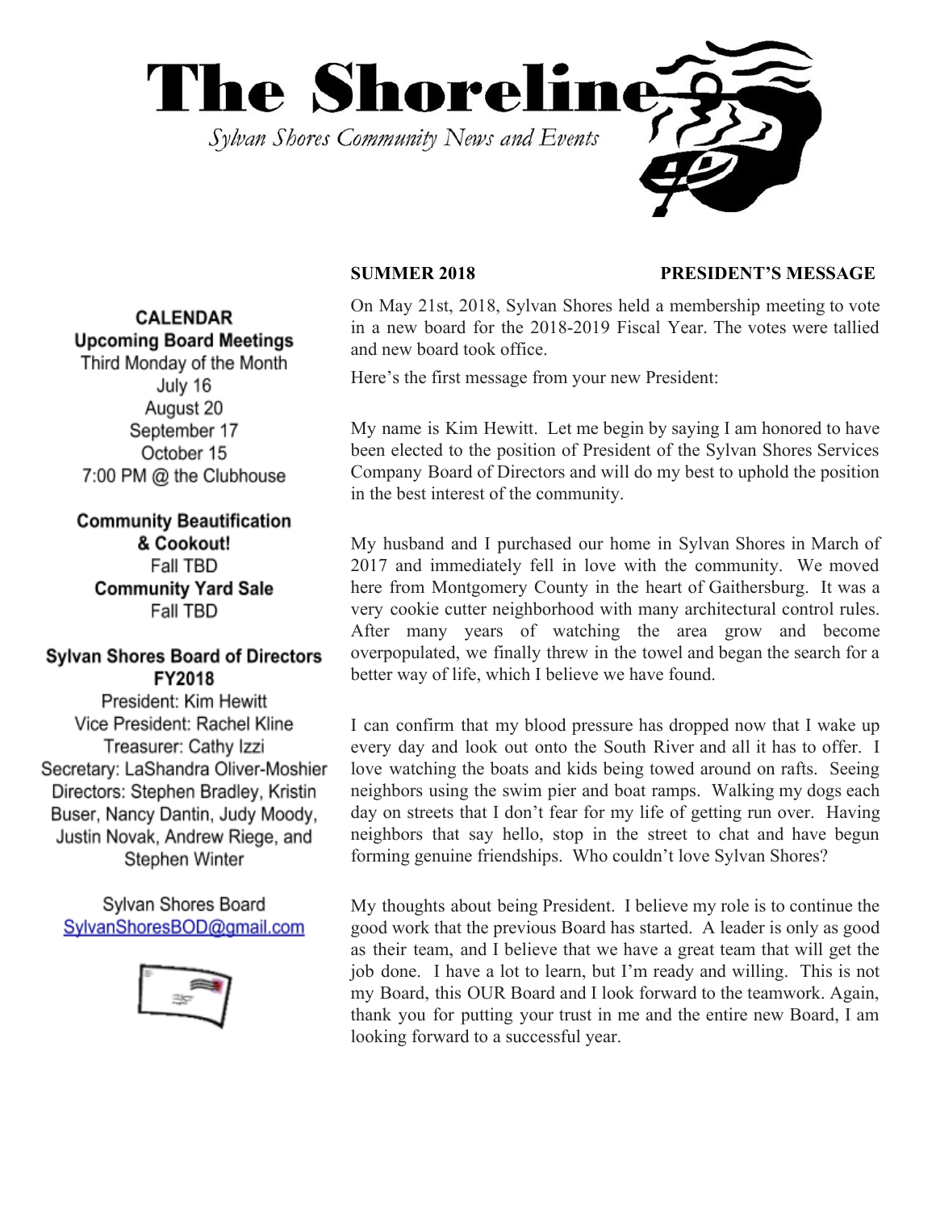# The Shoreline

*Sylvan Shores Community News and Events*

**SUMMER 2018** **PRESIDENT'S MESSAGE**

On May 21st, 2018, Sylvan Shores held a membership meeting to vote in a new board for the 2018-2019 Fiscal Year. The votes were tallied and new board took office.

Here's the first message from your new President:

My name is Kim Hewitt. Let me begin by saying I am honored to have been elected to the position of President of the Sylvan Shores Services Company Board of Directors and will do my best to uphold the position in the best interest of the community.

My husband and I purchased our home in Sylvan Shores in March of 2017 and immediately fell in love with the community. We moved here from Montgomery County in the heart of Gaithersburg. It was a very cookie cutter neighborhood with many architectural control rules. After many years of watching the area grow and become overpopulated, we finally threw in the towel and began the search for a better way of life, which I believe we have found.

I can confirm that my blood pressure has dropped now that I wake up every day and look out onto the South River and all it has to offer. I love watching the boats and kids being towed around on rafts. Seeing neighbors using the swim pier and boat ramps. Walking my dogs each day on streets that I don't fear for my life of getting run over. Having neighbors that say hello, stop in the street to chat and have begun forming genuine friendships. Who couldn't love Sylvan Shores?

My thoughts about being President. I believe my role is to continue the good work that the previous Board has started. A leader is only as good as their team, and I believe that we have a great team that will get the job done. I have a lot to learn, but I'm ready and willing. This is not my Board, this OUR Board and I look forward to the teamwork. Again, thank you for putting your trust in me and the entire new Board, I am looking forward to a successful year.

**CALENDAR**

**Upcoming Board Meetings**

Third Monday of the Month

July 16

August 20

September 17

October 15

7:00 PM @ the Clubhouse

**Community Beautification & Cookout!**

Fall TBD

**Community Yard Sale**

Fall TBD

**Sylvan Shores Board of Directors FY2018**

President: Kim Hewitt

Vice President: Rachel Kline

Treasurer: Cathy Izzi

Secretary: LaShandra Oliver-Moshier

Directors: Stephen Bradley, Kristin Buser, Nancy Dantin, Judy Moody, Justin Novak, Andrew Riege, and Stephen Winter

Sylvan Shores Board

SylvanShoresBOD@gmail.com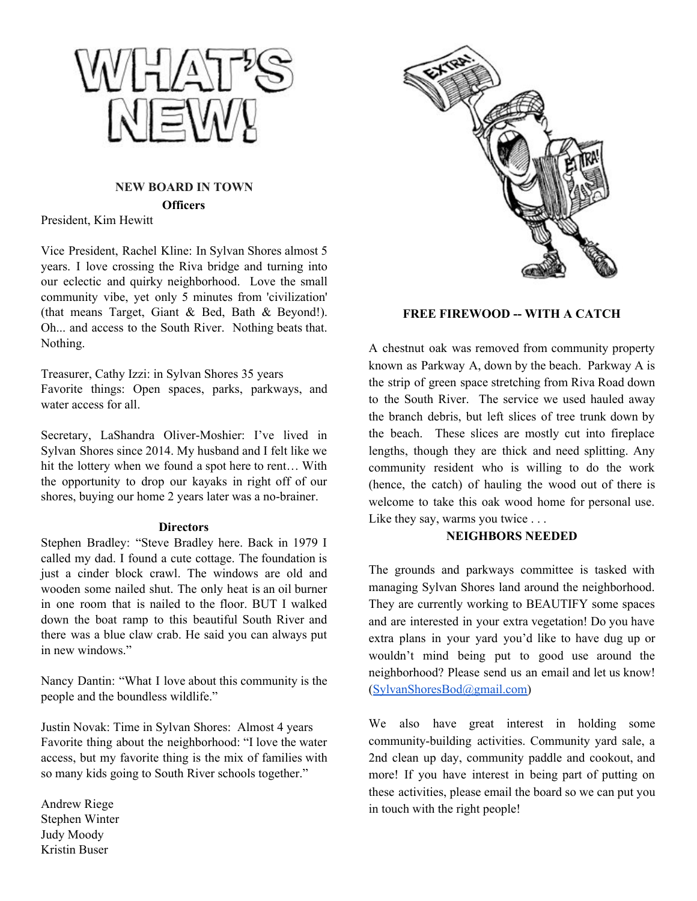# WHAT'S NEW!

## NEW BOARD IN TOWN

### Officers

President, Kim Hewitt

Vice President, Rachel Kline: In Sylvan Shores almost 5 years. I love crossing the Riva bridge and turning into our eclectic and quirky neighborhood. Love the small community vibe, yet only 5 minutes from 'civilization' (that means Target, Giant & Bed, Bath & Beyond!). Oh... and access to the South River. Nothing beats that. Nothing.

Treasurer, Cathy Izzi: in Sylvan Shores 35 years
Favorite things: Open spaces, parks, parkways, and water access for all.

Secretary, LaShandra Oliver-Moshier: I've lived in Sylvan Shores since 2014. My husband and I felt like we hit the lottery when we found a spot here to rent… With the opportunity to drop our kayaks in right off of our shores, buying our home 2 years later was a no-brainer.

### Directors

Stephen Bradley: "Steve Bradley here. Back in 1979 I called my dad. I found a cute cottage. The foundation is just a cinder block crawl. The windows are old and wooden some nailed shut. The only heat is an oil burner in one room that is nailed to the floor. BUT I walked down the boat ramp to this beautiful South River and there was a blue claw crab. He said you can always put in new windows."

Nancy Dantin: "What I love about this community is the people and the boundless wildlife."

Justin Novak: Time in Sylvan Shores: Almost 4 years
Favorite thing about the neighborhood: "I love the water access, but my favorite thing is the mix of families with so many kids going to South River schools together."

Andrew Riege
Stephen Winter
Judy Moody
Kristin Buser

## FREE FIREWOOD -- WITH A CATCH

A chestnut oak was removed from community property known as Parkway A, down by the beach. Parkway A is the strip of green space stretching from Riva Road down to the South River. The service we used hauled away the branch debris, but left slices of tree trunk down by the beach. These slices are mostly cut into fireplace lengths, though they are thick and need splitting. Any community resident who is willing to do the work (hence, the catch) of hauling the wood out of there is welcome to take this oak wood home for personal use. Like they say, warms you twice . . .

## NEIGHBORS NEEDED

The grounds and parkways committee is tasked with managing Sylvan Shores land around the neighborhood. They are currently working to BEAUTIFY some spaces and are interested in your extra vegetation! Do you have extra plans in your yard you'd like to have dug up or wouldn't mind being put to good use around the neighborhood? Please send us an email and let us know! (SylvanShoresBod@gmail.com)

We also have great interest in holding some community-building activities. Community yard sale, a 2nd clean up day, community paddle and cookout, and more! If you have interest in being part of putting on these activities, please email the board so we can put you in touch with the right people!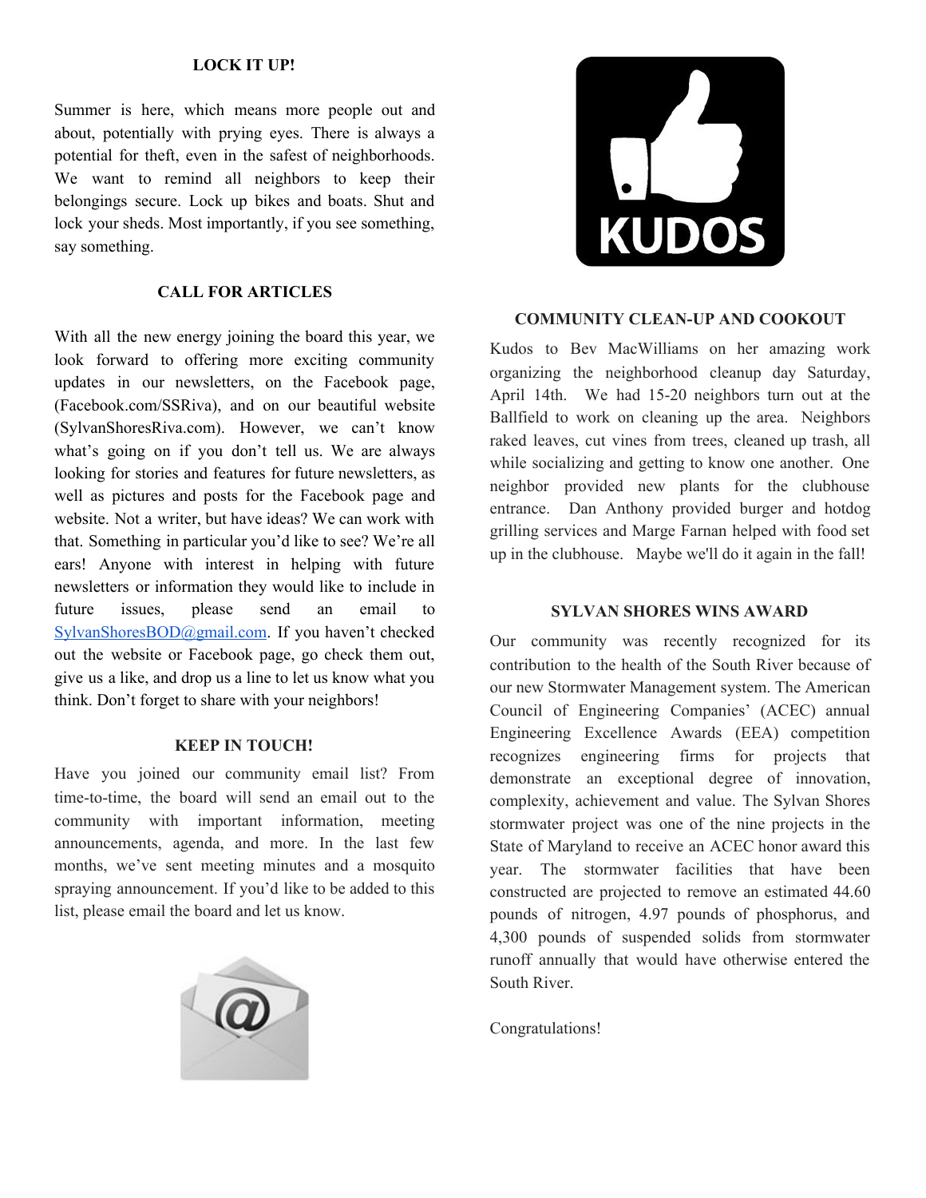## LOCK IT UP!

Summer is here, which means more people out and about, potentially with prying eyes. There is always a potential for theft, even in the safest of neighborhoods. We want to remind all neighbors to keep their belongings secure. Lock up bikes and boats. Shut and lock your sheds. Most importantly, if you see something, say something.

## CALL FOR ARTICLES

With all the new energy joining the board this year, we look forward to offering more exciting community updates in our newsletters, on the Facebook page, (Facebook.com/SSRiva), and on our beautiful website (SylvanShoresRiva.com). However, we can't know what's going on if you don't tell us. We are always looking for stories and features for future newsletters, as well as pictures and posts for the Facebook page and website. Not a writer, but have ideas? We can work with that. Something in particular you'd like to see? We're all ears! Anyone with interest in helping with future newsletters or information they would like to include in future issues, please send an email to SylvanShoresBOD@gmail.com. If you haven't checked out the website or Facebook page, go check them out, give us a like, and drop us a line to let us know what you think. Don't forget to share with your neighbors!

## KEEP IN TOUCH!

Have you joined our community email list? From time-to-time, the board will send an email out to the community with important information, meeting announcements, agenda, and more. In the last few months, we've sent meeting minutes and a mosquito spraying announcement. If you'd like to be added to this list, please email the board and let us know.

KUDOS

## COMMUNITY CLEAN-UP AND COOKOUT

Kudos to Bev MacWilliams on her amazing work organizing the neighborhood cleanup day Saturday, April 14th. We had 15-20 neighbors turn out at the Ballfield to work on cleaning up the area. Neighbors raked leaves, cut vines from trees, cleaned up trash, all while socializing and getting to know one another. One neighbor provided new plants for the clubhouse entrance. Dan Anthony provided burger and hotdog grilling services and Marge Farnan helped with food set up in the clubhouse. Maybe we'll do it again in the fall!

## SYLVAN SHORES WINS AWARD

Our community was recently recognized for its contribution to the health of the South River because of our new Stormwater Management system. The American Council of Engineering Companies' (ACEC) annual Engineering Excellence Awards (EEA) competition recognizes engineering firms for projects that demonstrate an exceptional degree of innovation, complexity, achievement and value. The Sylvan Shores stormwater project was one of the nine projects in the State of Maryland to receive an ACEC honor award this year. The stormwater facilities that have been constructed are projected to remove an estimated 44.60 pounds of nitrogen, 4.97 pounds of phosphorus, and 4,300 pounds of suspended solids from stormwater runoff annually that would have otherwise entered the South River.

Congratulations!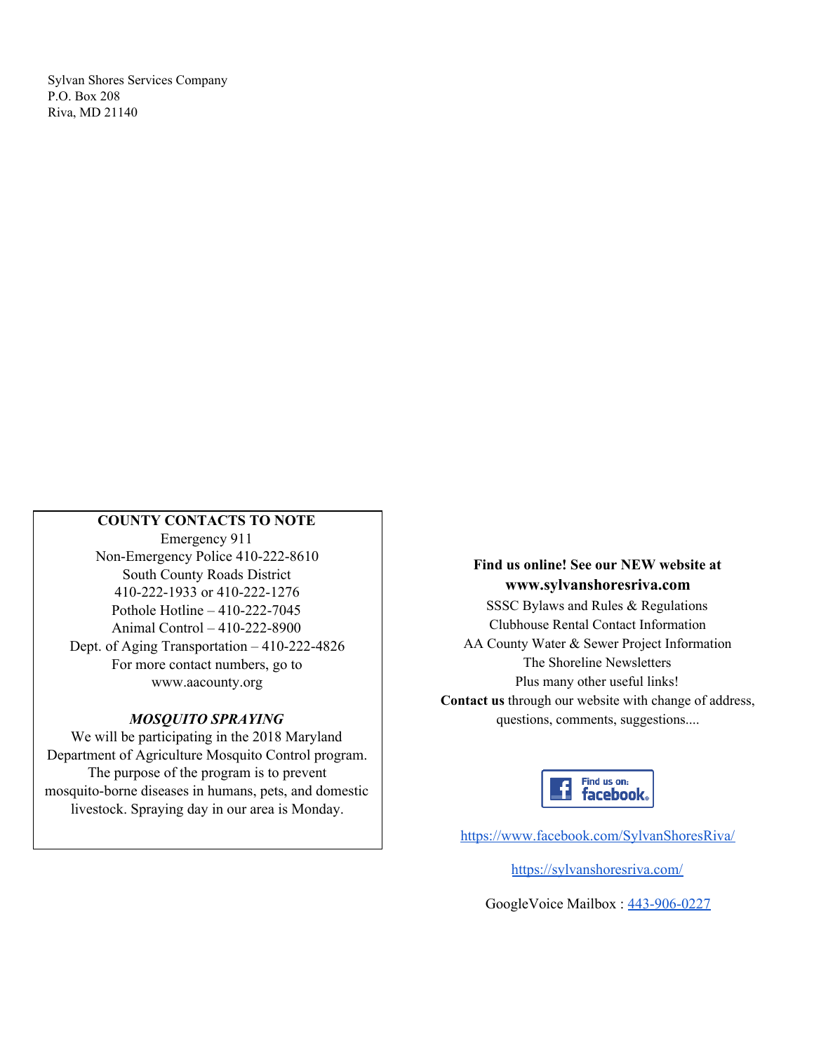Sylvan Shores Services Company
P.O. Box 208
Riva, MD 21140

**COUNTY CONTACTS TO NOTE**

Emergency 911
Non-Emergency Police 410-222-8610
South County Roads District
410-222-1933 or 410-222-1276
Pothole Hotline – 410-222-7045
Animal Control – 410-222-8900
Dept. of Aging Transportation – 410-222-4826
For more contact numbers, go to
www.aacounty.org

***MOSQUITO SPRAYING***

We will be participating in the 2018 Maryland Department of Agriculture Mosquito Control program. The purpose of the program is to prevent mosquito-borne diseases in humans, pets, and domestic livestock. Spraying day in our area is Monday.

**Find us online! See our NEW website at**
**www.sylvanshoresriva.com**

SSSC Bylaws and Rules & Regulations
Clubhouse Rental Contact Information
AA County Water & Sewer Project Information
The Shoreline Newsletters
Plus many other useful links!

**Contact us** through our website with change of address, questions, comments, suggestions....

Find us on: facebook.

https://www.facebook.com/SylvanShoresRiva/

https://sylvanshoresriva.com/

GoogleVoice Mailbox : 443-906-0227